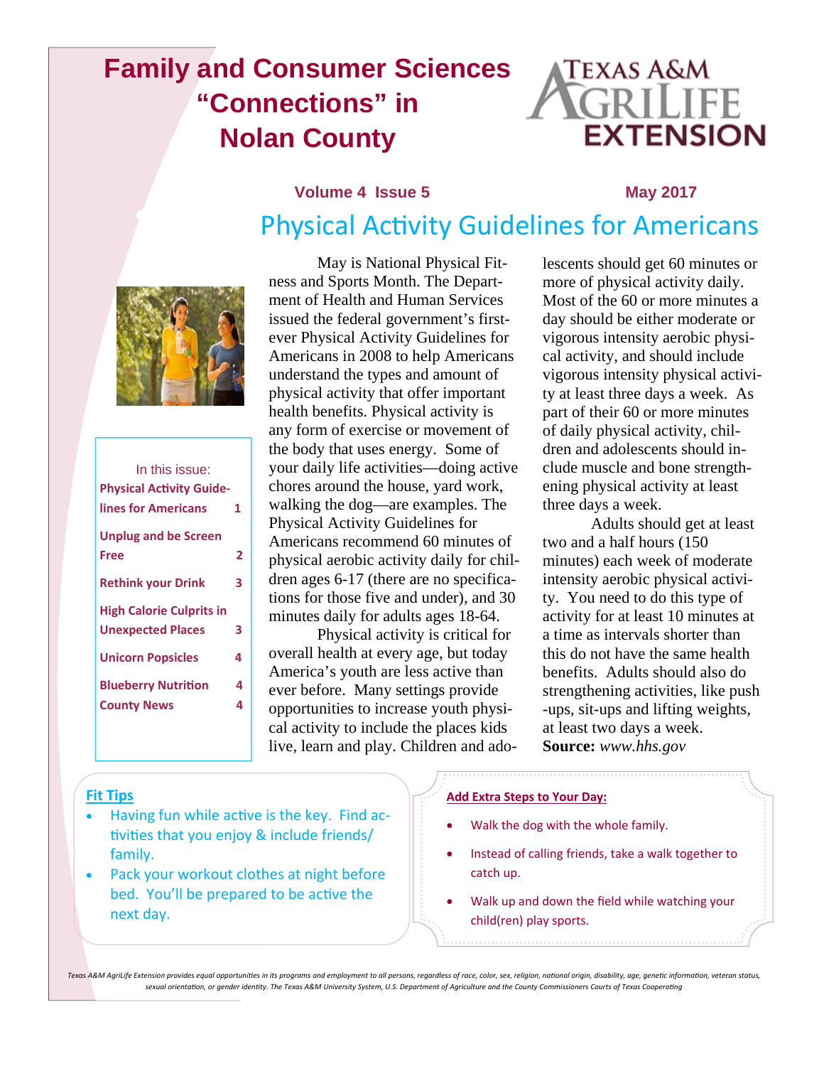# Family and Consumer Sciences "Connections" in Nolan County

TEXAS A&M AGRILIFE EXTENSION

**Volume 4 Issue 5** **May 2017**

## Physical Activity Guidelines for Americans

In this issue:

- Physical Activity Guidelines for Americans — 1
- Unplug and be Screen Free — 2
- Rethink your Drink — 3
- High Calorie Culprits in Unexpected Places — 3
- Unicorn Popsicles — 4
- Blueberry Nutrition — 4
- County News — 4

May is National Physical Fitness and Sports Month. The Department of Health and Human Services issued the federal government's first-ever Physical Activity Guidelines for Americans in 2008 to help Americans understand the types and amount of physical activity that offer important health benefits. Physical activity is any form of exercise or movement of the body that uses energy. Some of your daily life activities—doing active chores around the house, yard work, walking the dog—are examples. The Physical Activity Guidelines for Americans recommend 60 minutes of physical aerobic activity daily for children ages 6-17 (there are no specifications for those five and under), and 30 minutes daily for adults ages 18-64.

Physical activity is critical for overall health at every age, but today America's youth are less active than ever before. Many settings provide opportunities to increase youth physical activity to include the places kids live, learn and play. Children and adolescents should get 60 minutes or more of physical activity daily. Most of the 60 or more minutes a day should be either moderate or vigorous intensity aerobic physical activity, and should include vigorous intensity physical activity at least three days a week. As part of their 60 or more minutes of daily physical activity, children and adolescents should include muscle and bone strengthening physical activity at least three days a week.

Adults should get at least two and a half hours (150 minutes) each week of moderate intensity aerobic physical activity. You need to do this type of activity for at least 10 minutes at a time as intervals shorter than this do not have the same health benefits. Adults should also do strengthening activities, like push-ups, sit-ups and lifting weights, at least two days a week.

**Source:** *www.hhs.gov*

### Fit Tips

- Having fun while active is the key. Find activities that you enjoy & include friends/family.
- Pack your workout clothes at night before bed. You'll be prepared to be active the next day.

### Add Extra Steps to Your Day:

- Walk the dog with the whole family.
- Instead of calling friends, take a walk together to catch up.
- Walk up and down the field while watching your child(ren) play sports.

*Texas A&M AgriLife Extension provides equal opportunities in its programs and employment to all persons, regardless of race, color, sex, religion, national origin, disability, age, genetic information, veteran status, sexual orientation, or gender identity. The Texas A&M University System, U.S. Department of Agriculture and the County Commissioners Courts of Texas Cooperating*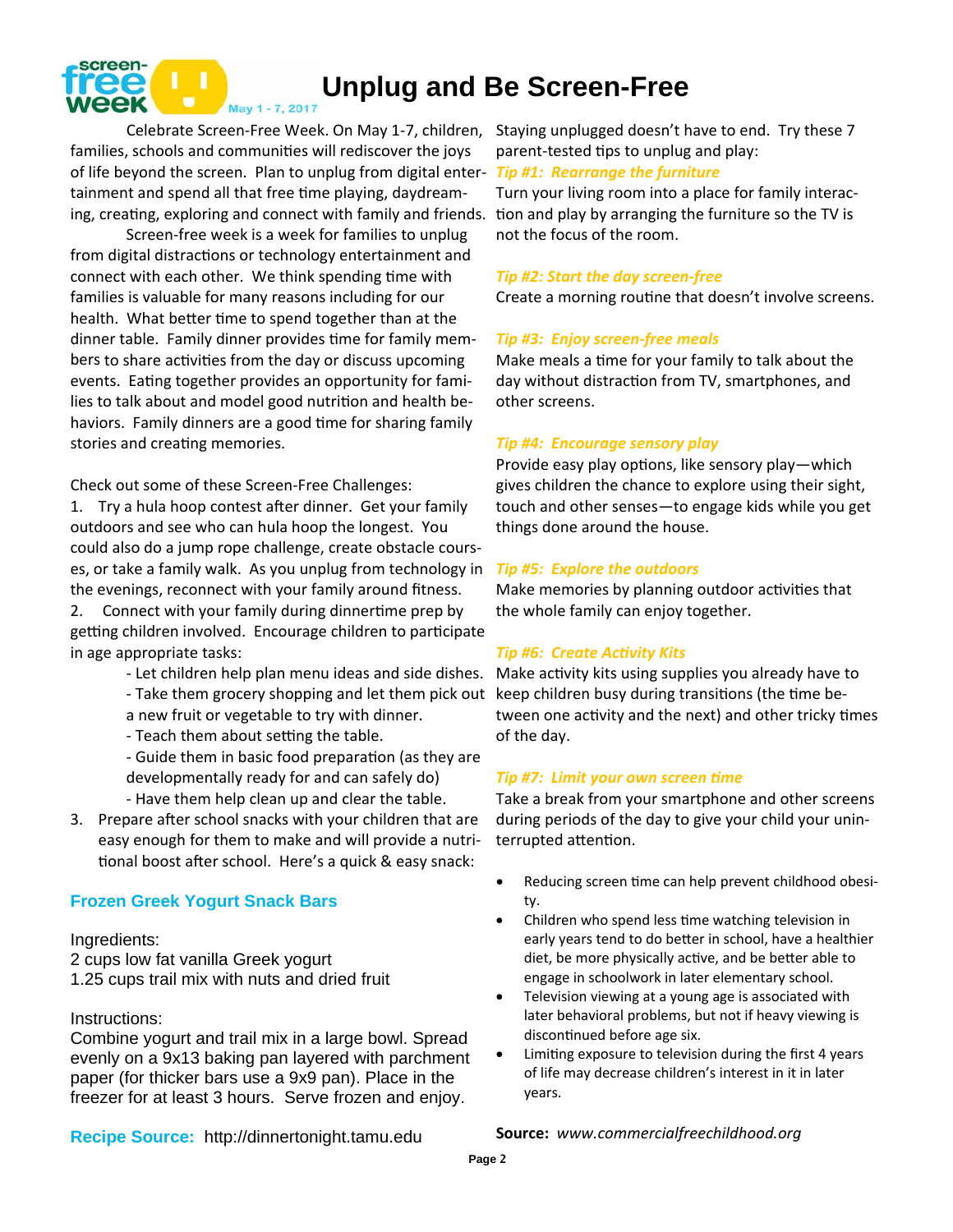# Unplug and Be Screen-Free

Celebrate Screen-Free Week. On May 1-7, children, families, schools and communities will rediscover the joys of life beyond the screen. Plan to unplug from digital entertainment and spend all that free time playing, daydreaming, creating, exploring and connect with family and friends.

Screen-free week is a week for families to unplug from digital distractions or technology entertainment and connect with each other. We think spending time with families is valuable for many reasons including for our health. What better time to spend together than at the dinner table. Family dinner provides time for family members to share activities from the day or discuss upcoming events. Eating together provides an opportunity for families to talk about and model good nutrition and health behaviors. Family dinners are a good time for sharing family stories and creating memories.

Check out some of these Screen-Free Challenges:

1. Try a hula hoop contest after dinner. Get your family outdoors and see who can hula hoop the longest. You could also do a jump rope challenge, create obstacle courses, or take a family walk. As you unplug from technology in the evenings, reconnect with your family around fitness.
2. Connect with your family during dinnertime prep by getting children involved. Encourage children to participate in age appropriate tasks:
   - Let children help plan menu ideas and side dishes.
   - Take them grocery shopping and let them pick out a new fruit or vegetable to try with dinner.
   - Teach them about setting the table.
   - Guide them in basic food preparation (as they are developmentally ready for and can safely do)
   - Have them help clean up and clear the table.
3. Prepare after school snacks with your children that are easy enough for them to make and will provide a nutritional boost after school. Here's a quick & easy snack:

### Frozen Greek Yogurt Snack Bars

Ingredients:

2 cups low fat vanilla Greek yogurt
1.25 cups trail mix with nuts and dried fruit

Instructions:

Combine yogurt and trail mix in a large bowl. Spread evenly on a 9x13 baking pan layered with parchment paper (for thicker bars use a 9x9 pan). Place in the freezer for at least 3 hours. Serve frozen and enjoy.

**Recipe Source:** http://dinnertonight.tamu.edu

Staying unplugged doesn't have to end. Try these 7 parent-tested tips to unplug and play:

***Tip #1: Rearrange the furniture***

Turn your living room into a place for family interaction and play by arranging the furniture so the TV is not the focus of the room.

***Tip #2: Start the day screen-free***

Create a morning routine that doesn't involve screens.

***Tip #3: Enjoy screen-free meals***

Make meals a time for your family to talk about the day without distraction from TV, smartphones, and other screens.

***Tip #4: Encourage sensory play***

Provide easy play options, like sensory play—which gives children the chance to explore using their sight, touch and other senses—to engage kids while you get things done around the house.

***Tip #5: Explore the outdoors***

Make memories by planning outdoor activities that the whole family can enjoy together.

***Tip #6: Create Activity Kits***

Make activity kits using supplies you already have to keep children busy during transitions (the time between one activity and the next) and other tricky times of the day.

***Tip #7: Limit your own screen time***

Take a break from your smartphone and other screens during periods of the day to give your child your uninterrupted attention.

- Reducing screen time can help prevent childhood obesity.
- Children who spend less time watching television in early years tend to do better in school, have a healthier diet, be more physically active, and be better able to engage in schoolwork in later elementary school.
- Television viewing at a young age is associated with later behavioral problems, but not if heavy viewing is discontinued before age six.
- Limiting exposure to television during the first 4 years of life may decrease children's interest in it in later years.

**Source:** *www.commercialfreechildhood.org*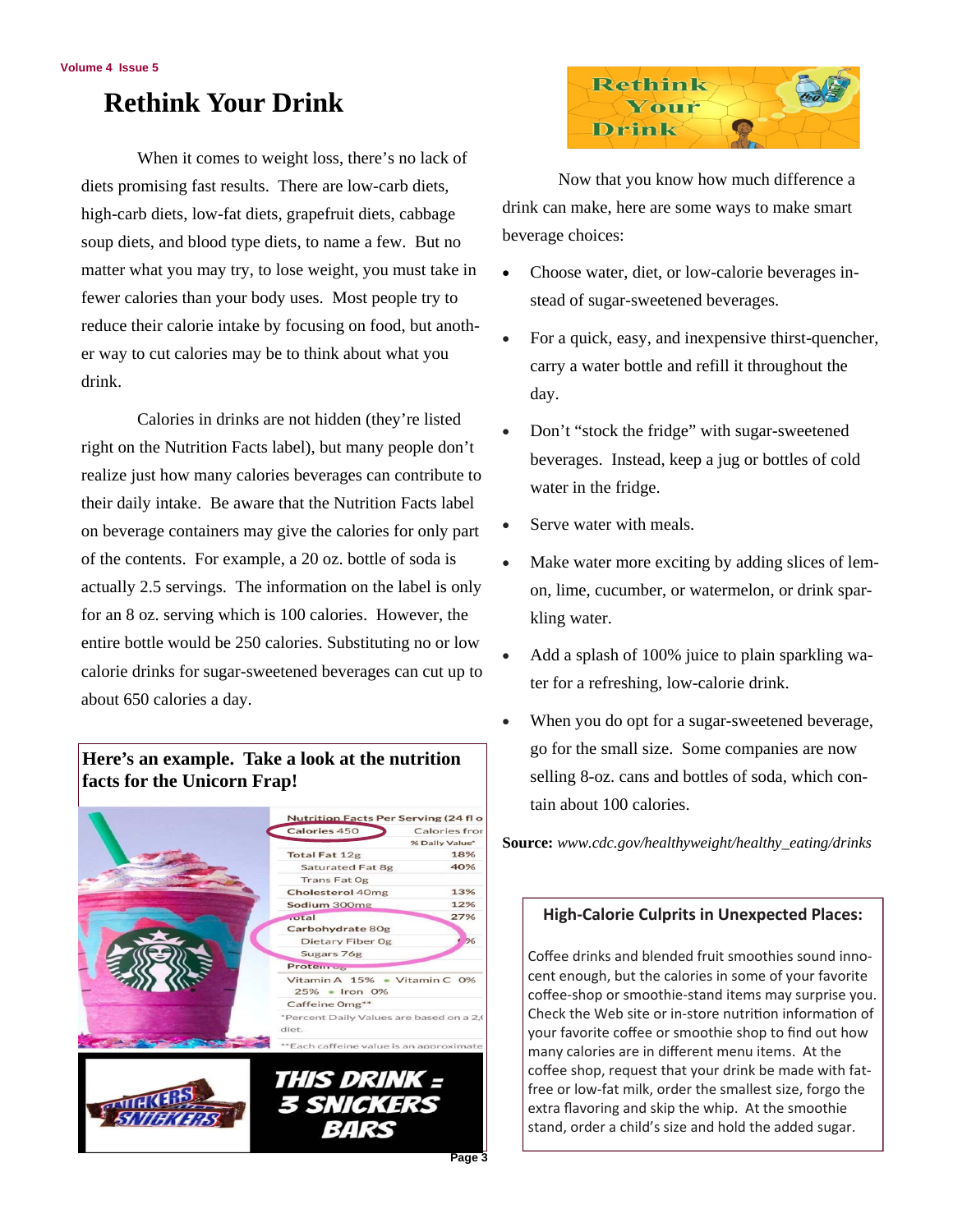# Rethink Your Drink

When it comes to weight loss, there's no lack of diets promising fast results. There are low-carb diets, high-carb diets, low-fat diets, grapefruit diets, cabbage soup diets, and blood type diets, to name a few. But no matter what you may try, to lose weight, you must take in fewer calories than your body uses. Most people try to reduce their calorie intake by focusing on food, but another way to cut calories may be to think about what you drink.

Calories in drinks are not hidden (they're listed right on the Nutrition Facts label), but many people don't realize just how many calories beverages can contribute to their daily intake. Be aware that the Nutrition Facts label on beverage containers may give the calories for only part of the contents. For example, a 20 oz. bottle of soda is actually 2.5 servings. The information on the label is only for an 8 oz. serving which is 100 calories. However, the entire bottle would be 250 calories. Substituting no or low calorie drinks for sugar-sweetened beverages can cut up to about 650 calories a day.

**Here's an example. Take a look at the nutrition facts for the Unicorn Frap!**

Nutrition Facts Per Serving (24 fl o

| Calories 450 | Calories fror |
|---|---|
| | % Daily Value* |
| Total Fat 12g | 18% |
| Saturated Fat 8g | 40% |
| Trans Fat 0g | |
| Cholesterol 40mg | 13% |
| Sodium 300mg | 12% |
| Total Carbohydrate 80g | 27% |
| Dietary Fiber 0g | % |
| Sugars 76g | |
| Protein 0g | |

Vitamin A 15% • Vitamin C 0% 25% • Iron 0%

Caffeine 0mg**

*Percent Daily Values are based on a 2,( diet.

**Each caffeine value is an approximate

**THIS DRINK = 3 SNICKERS BARS**

Now that you know how much difference a drink can make, here are some ways to make smart beverage choices:

- Choose water, diet, or low-calorie beverages instead of sugar-sweetened beverages.
- For a quick, easy, and inexpensive thirst-quencher, carry a water bottle and refill it throughout the day.
- Don't "stock the fridge" with sugar-sweetened beverages. Instead, keep a jug or bottles of cold water in the fridge.
- Serve water with meals.
- Make water more exciting by adding slices of lemon, lime, cucumber, or watermelon, or drink sparkling water.
- Add a splash of 100% juice to plain sparkling water for a refreshing, low-calorie drink.
- When you do opt for a sugar-sweetened beverage, go for the small size. Some companies are now selling 8-oz. cans and bottles of soda, which contain about 100 calories.

**Source:** *www.cdc.gov/healthyweight/healthy_eating/drinks*

## High-Calorie Culprits in Unexpected Places:

Coffee drinks and blended fruit smoothies sound innocent enough, but the calories in some of your favorite coffee-shop or smoothie-stand items may surprise you. Check the Web site or in-store nutrition information of your favorite coffee or smoothie shop to find out how many calories are in different menu items. At the coffee shop, request that your drink be made with fat-free or low-fat milk, order the smallest size, forgo the extra flavoring and skip the whip. At the smoothie stand, order a child's size and hold the added sugar.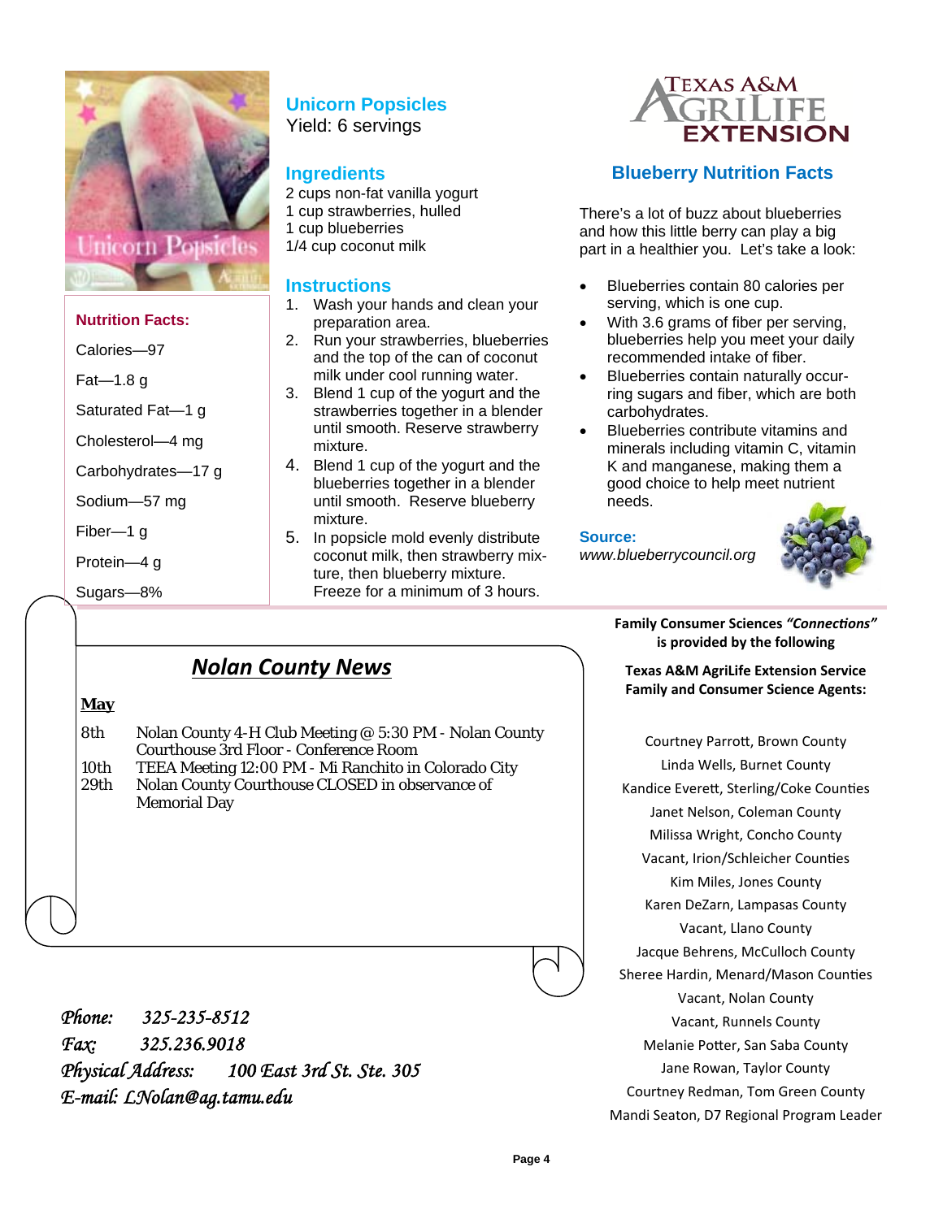## Unicorn Popsicles

Yield: 6 servings

### Ingredients

2 cups non-fat vanilla yogurt
1 cup strawberries, hulled
1 cup blueberries
1/4 cup coconut milk

### Instructions

1. Wash your hands and clean your preparation area.
2. Run your strawberries, blueberries and the top of the can of coconut milk under cool running water.
3. Blend 1 cup of the yogurt and the strawberries together in a blender until smooth. Reserve strawberry mixture.
4. Blend 1 cup of the yogurt and the blueberries together in a blender until smooth. Reserve blueberry mixture.
5. In popsicle mold evenly distribute coconut milk, then strawberry mixture, then blueberry mixture. Freeze for a minimum of 3 hours.

**Nutrition Facts:**

Calories—97

Fat—1.8 g

Saturated Fat—1 g

Cholesterol—4 mg

Carbohydrates—17 g

Sodium—57 mg

Fiber—1 g

Protein—4 g

Sugars—8%

Texas A&M AgriLife Extension

## Blueberry Nutrition Facts

There's a lot of buzz about blueberries and how this little berry can play a big part in a healthier you. Let's take a look:

- Blueberries contain 80 calories per serving, which is one cup.
- With 3.6 grams of fiber per serving, blueberries help you meet your daily recommended intake of fiber.
- Blueberries contain naturally occurring sugars and fiber, which are both carbohydrates.
- Blueberries contribute vitamins and minerals including vitamin C, vitamin K and manganese, making them a good choice to help meet nutrient needs.

**Source:**
*www.blueberrycouncil.org*

## *Nolan County News*

**May**

8th Nolan County 4-H Club Meeting @ 5:30 PM - Nolan County Courthouse 3rd Floor - Conference Room
10th TEEA Meeting 12:00 PM - Mi Ranchito in Colorado City
29th Nolan County Courthouse CLOSED in observance of Memorial Day

*Phone: 325-235-8512*
*Fax: 325.236.9018*
*Physical Address: 100 East 3rd St. Ste. 305*
*E-mail: LNolan@ag.tamu.edu*

**Family Consumer Sciences *"Connections"* is provided by the following**

**Texas A&M AgriLife Extension Service Family and Consumer Science Agents:**

Courtney Parrott, Brown County
Linda Wells, Burnet County
Kandice Everett, Sterling/Coke Counties
Janet Nelson, Coleman County
Milissa Wright, Concho County
Vacant, Irion/Schleicher Counties
Kim Miles, Jones County
Karen DeZarn, Lampasas County
Vacant, Llano County
Jacque Behrens, McCulloch County
Sheree Hardin, Menard/Mason Counties
Vacant, Nolan County
Vacant, Runnels County
Melanie Potter, San Saba County
Jane Rowan, Taylor County
Courtney Redman, Tom Green County
Mandi Seaton, D7 Regional Program Leader